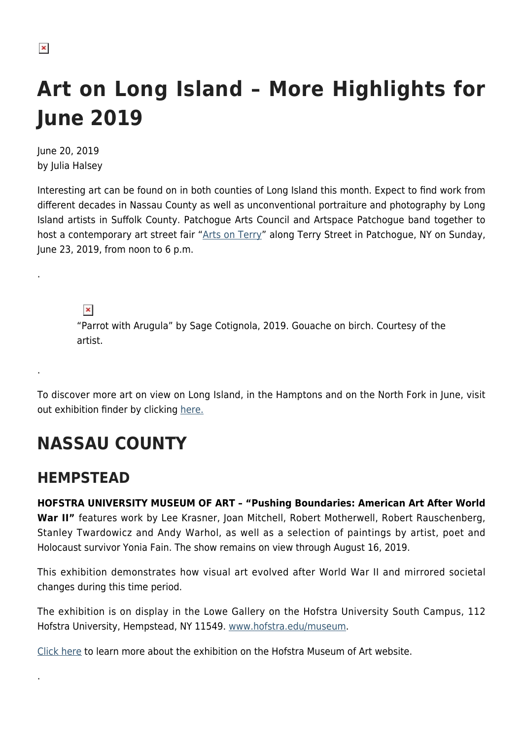# Art on Long Island – More Highlights for June 2019

June 20, 2019
by Julia Halsey

Interesting art can be found on in both counties of Long Island this month. Expect to find work from different decades in Nassau County as well as unconventional portraiture and photography by Long Island artists in Suffolk County. Patchogue Arts Council and Artspace Patchogue band together to host a contemporary art street fair "Arts on Terry" along Terry Street in Patchogue, NY on Sunday, June 23, 2019, from noon to 6 p.m.

.

"Parrot with Arugula" by Sage Cotignola, 2019. Gouache on birch. Courtesy of the artist.

.

To discover more art on view on Long Island, in the Hamptons and on the North Fork in June, visit out exhibition finder by clicking here.

# NASSAU COUNTY

## HEMPSTEAD

**HOFSTRA UNIVERSITY MUSEUM OF ART – "Pushing Boundaries: American Art After World War II"** features work by Lee Krasner, Joan Mitchell, Robert Motherwell, Robert Rauschenberg, Stanley Twardowicz and Andy Warhol, as well as a selection of paintings by artist, poet and Holocaust survivor Yonia Fain. The show remains on view through August 16, 2019.

This exhibition demonstrates how visual art evolved after World War II and mirrored societal changes during this time period.

The exhibition is on display in the Lowe Gallery on the Hofstra University South Campus, 112 Hofstra University, Hempstead, NY 11549. www.hofstra.edu/museum.

Click here to learn more about the exhibition on the Hofstra Museum of Art website.

.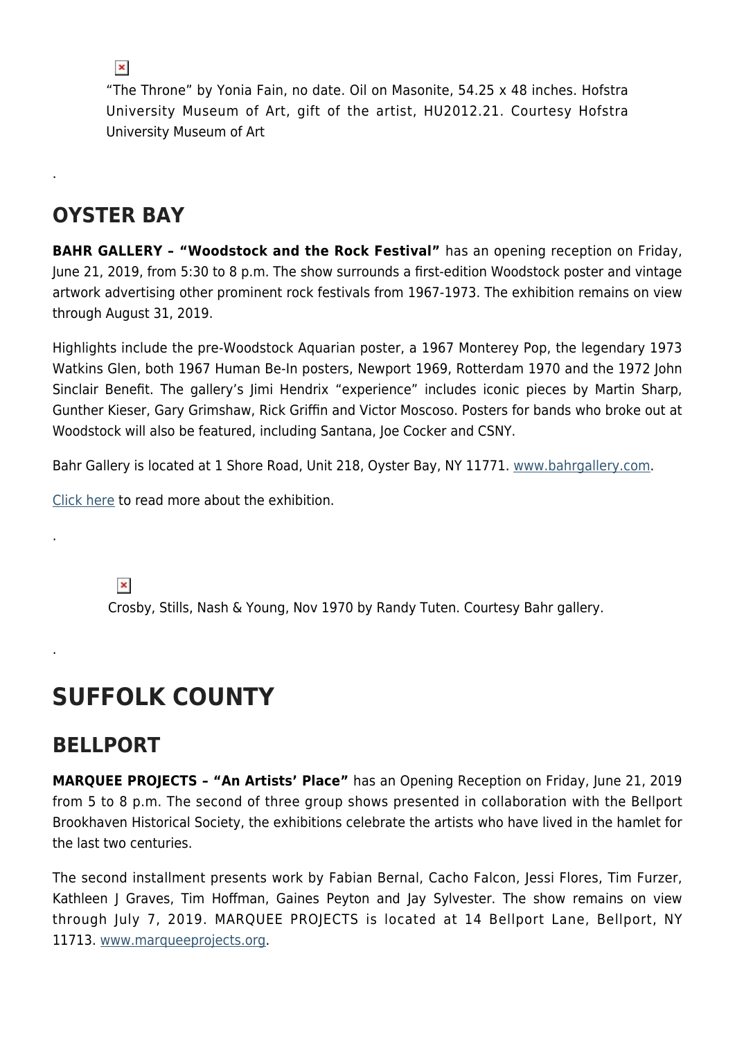“The Throne” by Yonia Fain, no date. Oil on Masonite, 54.25 x 48 inches. Hofstra University Museum of Art, gift of the artist, HU2012.21. Courtesy Hofstra University Museum of Art

.

## OYSTER BAY

**BAHR GALLERY – “Woodstock and the Rock Festival”** has an opening reception on Friday, June 21, 2019, from 5:30 to 8 p.m. The show surrounds a first-edition Woodstock poster and vintage artwork advertising other prominent rock festivals from 1967-1973. The exhibition remains on view through August 31, 2019.

Highlights include the pre-Woodstock Aquarian poster, a 1967 Monterey Pop, the legendary 1973 Watkins Glen, both 1967 Human Be-In posters, Newport 1969, Rotterdam 1970 and the 1972 John Sinclair Benefit. The gallery’s Jimi Hendrix “experience” includes iconic pieces by Martin Sharp, Gunther Kieser, Gary Grimshaw, Rick Griffin and Victor Moscoso. Posters for bands who broke out at Woodstock will also be featured, including Santana, Joe Cocker and CSNY.

Bahr Gallery is located at 1 Shore Road, Unit 218, Oyster Bay, NY 11771. www.bahrgallery.com.

Click here to read more about the exhibition.

.

Crosby, Stills, Nash & Young, Nov 1970 by Randy Tuten. Courtesy Bahr gallery.

.

# SUFFOLK COUNTY

## BELLPORT

**MARQUEE PROJECTS – “An Artists’ Place”** has an Opening Reception on Friday, June 21, 2019 from 5 to 8 p.m. The second of three group shows presented in collaboration with the Bellport Brookhaven Historical Society, the exhibitions celebrate the artists who have lived in the hamlet for the last two centuries.

The second installment presents work by Fabian Bernal, Cacho Falcon, Jessi Flores, Tim Furzer, Kathleen J Graves, Tim Hoffman, Gaines Peyton and Jay Sylvester. The show remains on view through July 7, 2019. MARQUEE PROJECTS is located at 14 Bellport Lane, Bellport, NY 11713. www.marqueeprojects.org.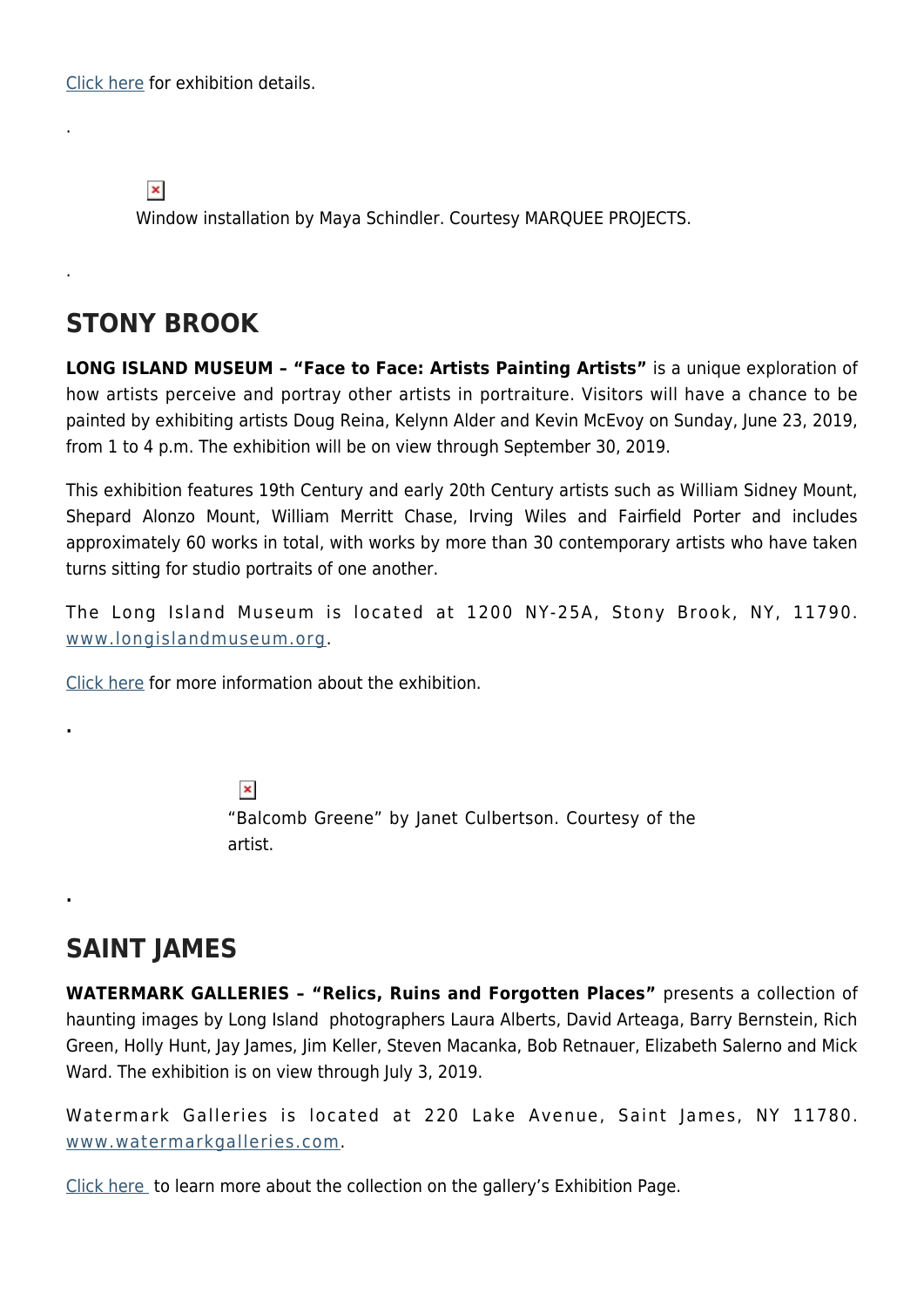Click here for exhibition details.

.

Window installation by Maya Schindler. Courtesy MARQUEE PROJECTS.

.

## STONY BROOK

**LONG ISLAND MUSEUM – "Face to Face: Artists Painting Artists"** is a unique exploration of how artists perceive and portray other artists in portraiture. Visitors will have a chance to be painted by exhibiting artists Doug Reina, Kelynn Alder and Kevin McEvoy on Sunday, June 23, 2019, from 1 to 4 p.m. The exhibition will be on view through September 30, 2019.

This exhibition features 19th Century and early 20th Century artists such as William Sidney Mount, Shepard Alonzo Mount, William Merritt Chase, Irving Wiles and Fairfield Porter and includes approximately 60 works in total, with works by more than 30 contemporary artists who have taken turns sitting for studio portraits of one another.

The Long Island Museum is located at 1200 NY-25A, Stony Brook, NY, 11790. www.longislandmuseum.org.

Click here for more information about the exhibition.

.

"Balcomb Greene" by Janet Culbertson. Courtesy of the artist.

.

## SAINT JAMES

**WATERMARK GALLERIES – "Relics, Ruins and Forgotten Places"** presents a collection of haunting images by Long Island photographers Laura Alberts, David Arteaga, Barry Bernstein, Rich Green, Holly Hunt, Jay James, Jim Keller, Steven Macanka, Bob Retnauer, Elizabeth Salerno and Mick Ward. The exhibition is on view through July 3, 2019.

Watermark Galleries is located at 220 Lake Avenue, Saint James, NY 11780. www.watermarkgalleries.com.

Click here to learn more about the collection on the gallery's Exhibition Page.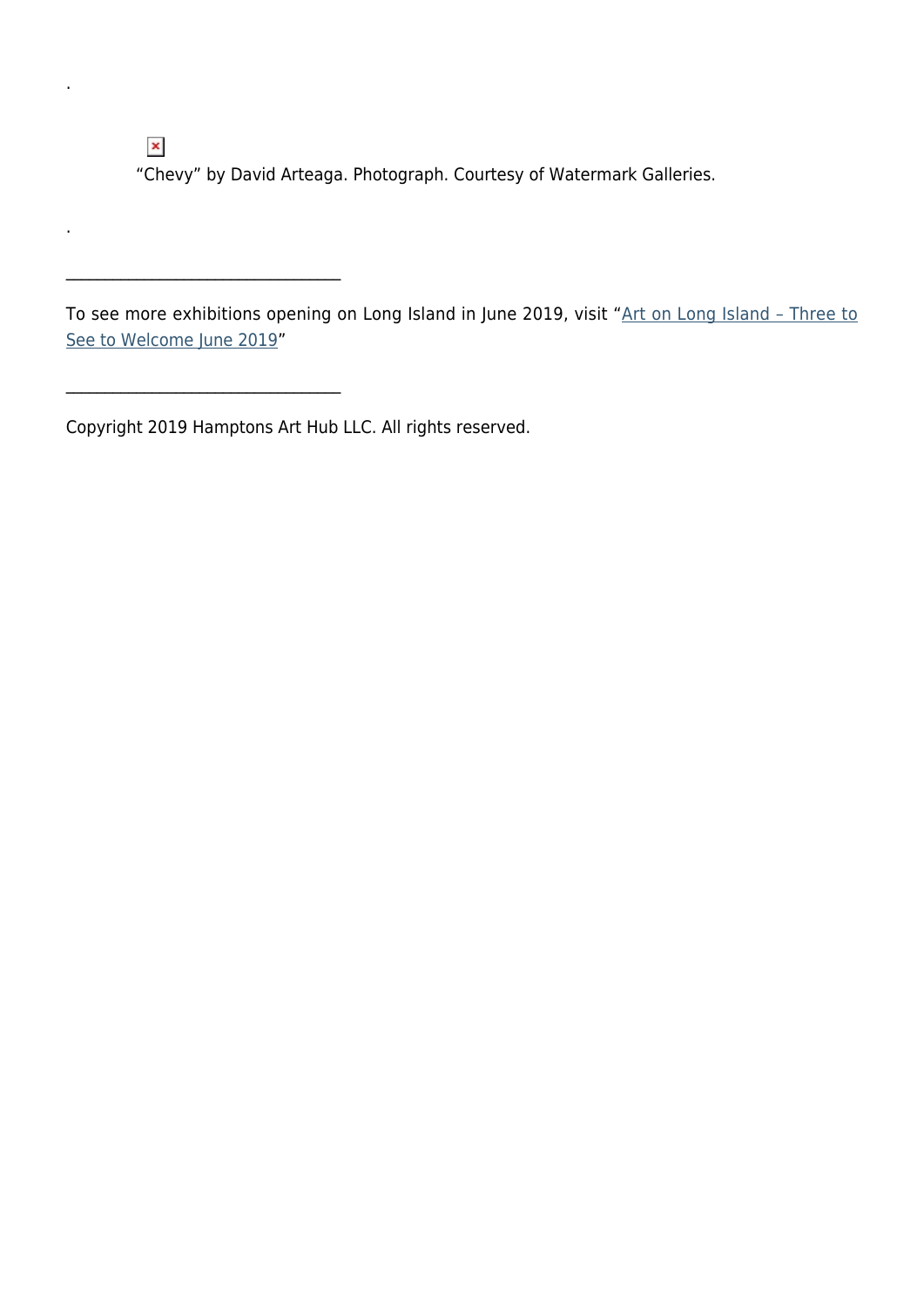.

“Chevy” by David Arteaga. Photograph. Courtesy of Watermark Galleries.

.

---

To see more exhibitions opening on Long Island in June 2019, visit “Art on Long Island – Three to See to Welcome June 2019”

---

Copyright 2019 Hamptons Art Hub LLC. All rights reserved.